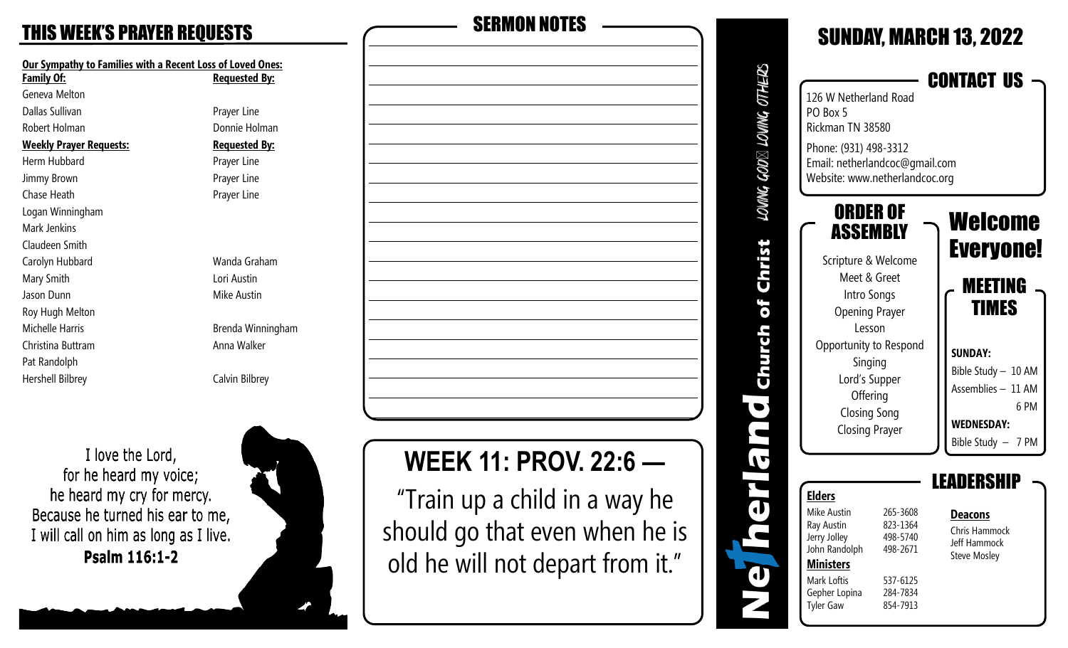## THIS WEEK'S PRAYER REQUESTS

**Our Sympathy to Families with a Recent Loss of Loved Ones:**

| Family Of: | Requested By: |
|---|---|
| Geneva Melton | |
| Dallas Sullivan | Prayer Line |
| Robert Holman | Donnie Holman |

| Weekly Prayer Requests: | Requested By: |
|---|---|
| Herm Hubbard | Prayer Line |
| Jimmy Brown | Prayer Line |
| Chase Heath | Prayer Line |
| Logan Winningham | |
| Mark Jenkins | |
| Claudeen Smith | |
| Carolyn Hubbard | Wanda Graham |
| Mary Smith | Lori Austin |
| Jason Dunn | Mike Austin |
| Roy Hugh Melton | |
| Michelle Harris | Brenda Winningham |
| Christina Buttram | Anna Walker |
| Pat Randolph | |
| Hershell Bilbrey | Calvin Bilbrey |

I love the Lord,
for he heard my voice;
he heard my cry for mercy.
Because he turned his ear to me,
I will call on him as long as I live.
**Psalm 116:1-2**

## SERMON NOTES

# WEEK 11: PROV. 22:6 —

"Train up a child in a way he should go that even when he is old he will not depart from it."

**Netherland Church of Christ** LOVING GOD LOVING OTHERS

# SUNDAY, MARCH 13, 2022

## CONTACT US

126 W Netherland Road
PO Box 5
Rickman TN 38580

Phone: (931) 498-3312
Email: netherlandcoc@gmail.com
Website: www.netherlandcoc.org

## ORDER OF ASSEMBLY

Scripture & Welcome
Meet & Greet
Intro Songs
Opening Prayer
Lesson
Opportunity to Respond
Singing
Lord's Supper
Offering
Closing Song
Closing Prayer

## Welcome Everyone!

## MEETING TIMES

**SUNDAY:**
Bible Study – 10 AM
Assemblies – 11 AM
6 PM

**WEDNESDAY:**
Bible Study – 7 PM

## LEADERSHIP

**Elders**

| | |
|---|---|
| Mike Austin | 265-3608 |
| Ray Austin | 823-1364 |
| Jerry Jolley | 498-5740 |
| John Randolph | 498-2671 |

**Ministers**

| | |
|---|---|
| Mark Loftis | 537-6125 |
| Gepher Lopina | 284-7834 |
| Tyler Gaw | 854-7913 |

**Deacons**

Chris Hammock
Jeff Hammock
Steve Mosley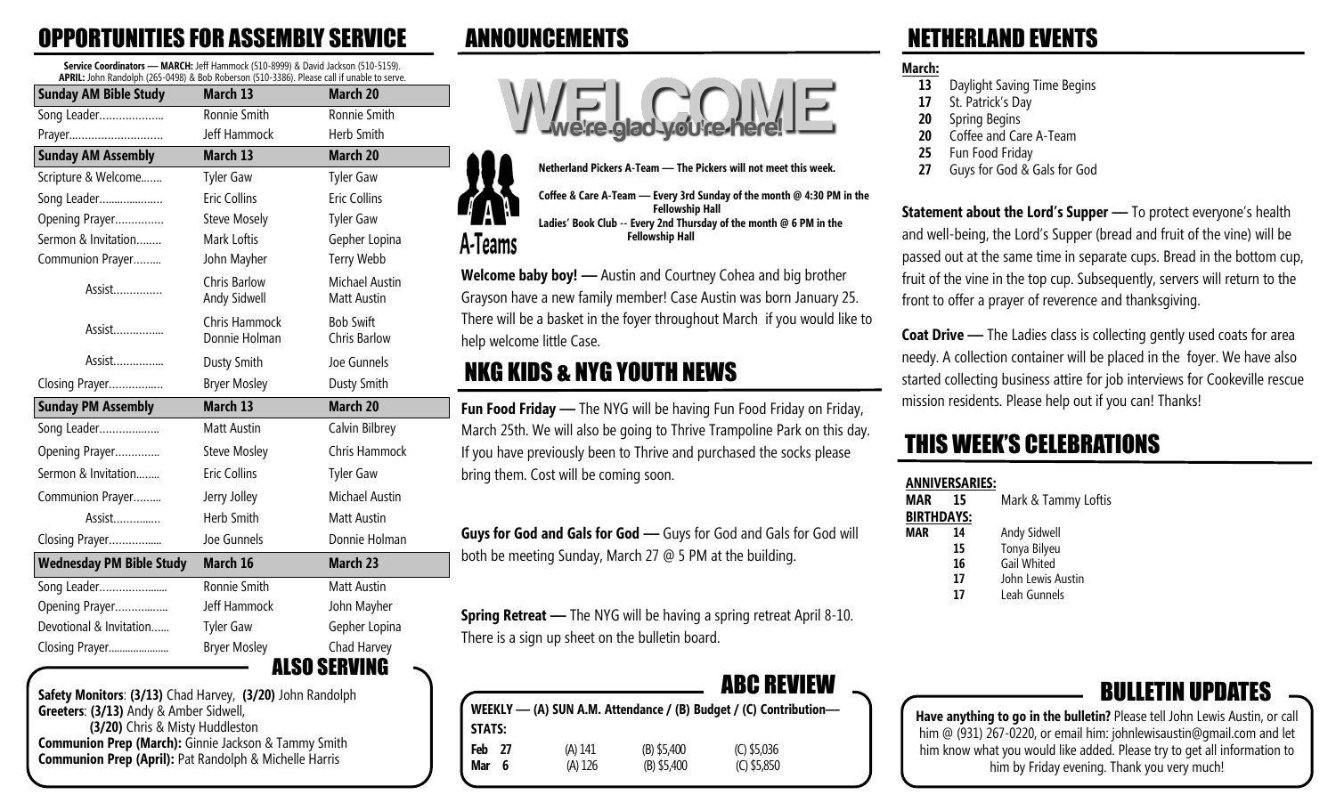# OPPORTUNITIES FOR ASSEMBLY SERVICE

**Service Coordinators — MARCH:** Jeff Hammock (510-8999) & David Jackson (510-5159). **APRIL:** John Randolph (265-0498) & Bob Roberson (510-3386). Please call if unable to serve.

| Sunday AM Bible Study | March 13 | March 20 |
|---|---|---|
| Song Leader.................. | Ronnie Smith | Ronnie Smith |
| Prayer............................ | Jeff Hammock | Herb Smith |
| **Sunday AM Assembly** | **March 13** | **March 20** |
| Scripture & Welcome....... | Tyler Gaw | Tyler Gaw |
| Song Leader.................... | Eric Collins | Eric Collins |
| Opening Prayer............... | Steve Mosely | Tyler Gaw |
| Sermon & Invitation........ | Mark Loftis | Gepher Lopina |
| Communion Prayer......... | John Mayher | Terry Webb |
| Assist............... | Chris Barlow<br>Andy Sidwell | Michael Austin<br>Matt Austin |
| Assist................ | Chris Hammock<br>Donnie Holman | Bob Swift<br>Chris Barlow |
| Assist................ | Dusty Smith | Joe Gunnels |
| Closing Prayer................. | Bryer Mosley | Dusty Smith |
| **Sunday PM Assembly** | **March 13** | **March 20** |
| Song Leader.................. | Matt Austin | Calvin Bilbrey |
| Opening Prayer............. | Steve Mosley | Chris Hammock |
| Sermon & Invitation........ | Eric Collins | Tyler Gaw |
| Communion Prayer......... | Jerry Jolley | Michael Austin |
| Assist.............. | Herb Smith | Matt Austin |
| Closing Prayer................ | Joe Gunnels | Donnie Holman |
| **Wednesday PM Bible Study** | **March 16** | **March 23** |
| Song Leader..................... | Ronnie Smith | Matt Austin |
| Opening Prayer................ | Jeff Hammock | John Mayher |
| Devotional & Invitation...... | Tyler Gaw | Gepher Lopina |
| Closing Prayer..................... | Bryer Mosley | Chad Harvey |

## ALSO SERVING

**Safety Monitors**: **(3/13)** Chad Harvey, **(3/20)** John Randolph
**Greeters**: **(3/13)** Andy & Amber Sidwell,
**(3/20)** Chris & Misty Huddleston
**Communion Prep (March):** Ginnie Jackson & Tammy Smith
**Communion Prep (April):** Pat Randolph & Michelle Harris

# ANNOUNCEMENTS

WELCOME
we're glad you're here!

A-Teams

**Netherland Pickers A-Team — The Pickers will not meet this week.**

**Coffee & Care A-Team — Every 3rd Sunday of the month @ 4:30 PM in the Fellowship Hall**
**Ladies' Book Club -- Every 2nd Thursday of the month @ 6 PM in the Fellowship Hall**

**Welcome baby boy! —** Austin and Courtney Cohea and big brother Grayson have a new family member! Case Austin was born January 25. There will be a basket in the foyer throughout March if you would like to help welcome little Case.

# NKG KIDS & NYG YOUTH NEWS

**Fun Food Friday —** The NYG will be having Fun Food Friday on Friday, March 25th. We will also be going to Thrive Trampoline Park on this day. If you have previously been to Thrive and purchased the socks please bring them. Cost will be coming soon.

**Guys for God and Gals for God —** Guys for God and Gals for God will both be meeting Sunday, March 27 @ 5 PM at the building.

**Spring Retreat —** The NYG will be having a spring retreat April 8-10. There is a sign up sheet on the bulletin board.

## ABC REVIEW

**WEEKLY — (A) SUN A.M. Attendance / (B) Budget / (C) Contribution—**

| STATS: | | | |
|---|---|---|---|
| **Feb 27** | (A) 141 | (B) $5,400 | (C) $5,036 |
| **Mar 6** | (A) 126 | (B) $5,400 | (C) $5,850 |

# NETHERLAND EVENTS

**March:**
- **13** Daylight Saving Time Begins
- **17** St. Patrick's Day
- **20** Spring Begins
- **20** Coffee and Care A-Team
- **25** Fun Food Friday
- **27** Guys for God & Gals for God

**Statement about the Lord's Supper —** To protect everyone's health and well-being, the Lord's Supper (bread and fruit of the vine) will be passed out at the same time in separate cups. Bread in the bottom cup, fruit of the vine in the top cup. Subsequently, servers will return to the front to offer a prayer of reverence and thanksgiving.

**Coat Drive —** The Ladies class is collecting gently used coats for area needy. A collection container will be placed in the foyer. We have also started collecting business attire for job interviews for Cookeville rescue mission residents. Please help out if you can! Thanks!

# THIS WEEK'S CELEBRATIONS

**ANNIVERSARIES:**
**MAR 15** Mark & Tammy Loftis

**BIRTHDAYS:**
**MAR 14** Andy Sidwell
**15** Tonya Bilyeu
**16** Gail Whited
**17** John Lewis Austin
**17** Leah Gunnels

## BULLETIN UPDATES

**Have anything to go in the bulletin?** Please tell John Lewis Austin, or call him @ (931) 267-0220, or email him: johnlewisaustin@gmail.com and let him know what you would like added. Please try to get all information to him by Friday evening. Thank you very much!